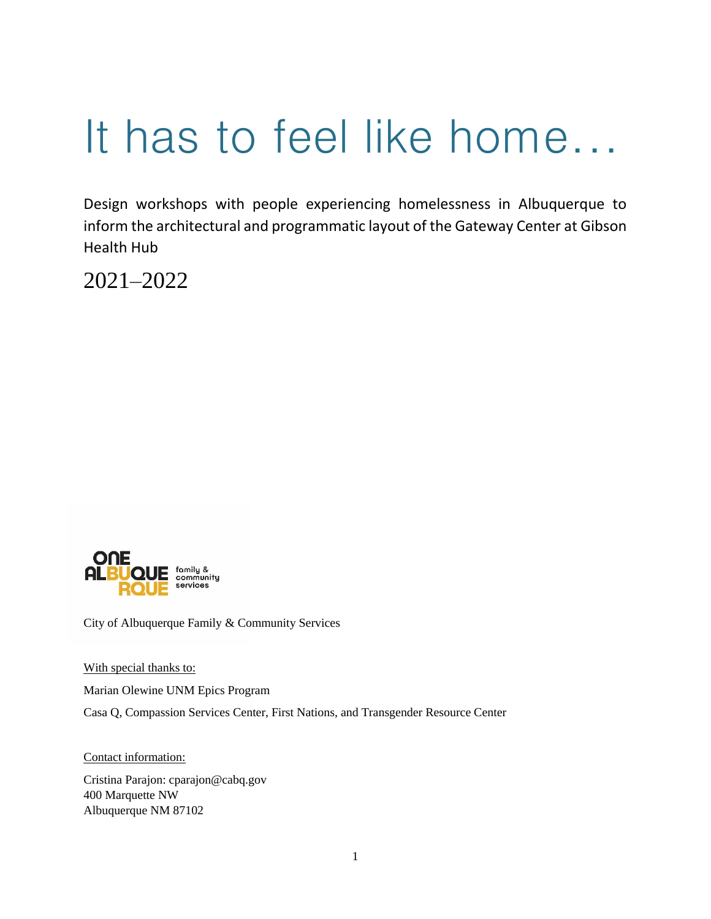# It has to feel like home…

Design workshops with people experiencing homelessness in Albuquerque to inform the architectural and programmatic layout of the Gateway Center at Gibson Health Hub

2021–2022

ONE ALBUQUERQUE family & community services

City of Albuquerque Family & Community Services

With special thanks to:

Marian Olewine UNM Epics Program

Casa Q, Compassion Services Center, First Nations, and Transgender Resource Center

Contact information:

Cristina Parajon: cparajon@cabq.gov
400 Marquette NW
Albuquerque NM 87102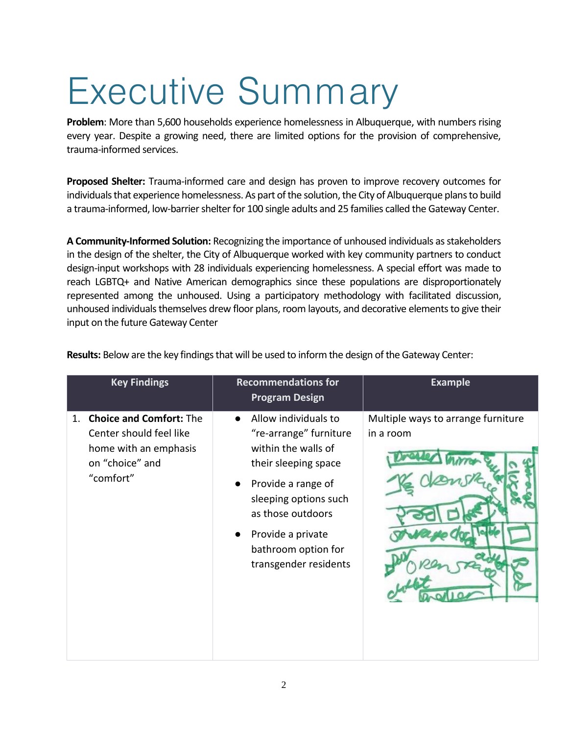# Executive Summary

**Problem**: More than 5,600 households experience homelessness in Albuquerque, with numbers rising every year. Despite a growing need, there are limited options for the provision of comprehensive, trauma-informed services.

**Proposed Shelter:** Trauma-informed care and design has proven to improve recovery outcomes for individuals that experience homelessness. As part of the solution, the City of Albuquerque plans to build a trauma-informed, low-barrier shelter for 100 single adults and 25 families called the Gateway Center.

**A Community-Informed Solution:** Recognizing the importance of unhoused individuals as stakeholders in the design of the shelter, the City of Albuquerque worked with key community partners to conduct design-input workshops with 28 individuals experiencing homelessness. A special effort was made to reach LGBTQ+ and Native American demographics since these populations are disproportionately represented among the unhoused. Using a participatory methodology with facilitated discussion, unhoused individuals themselves drew floor plans, room layouts, and decorative elements to give their input on the future Gateway Center

**Results:** Below are the key findings that will be used to inform the design of the Gateway Center:

| Key Findings | Recommendations for Program Design | Example |
|---|---|---|
| 1. **Choice and Comfort:** The Center should feel like home with an emphasis on "choice" and "comfort" | • Allow individuals to "re-arrange" furniture within the walls of their sleeping space<br>• Provide a range of sleeping options such as those outdoors<br>• Provide a private bathroom option for transgender residents | Multiple ways to arrange furniture in a room |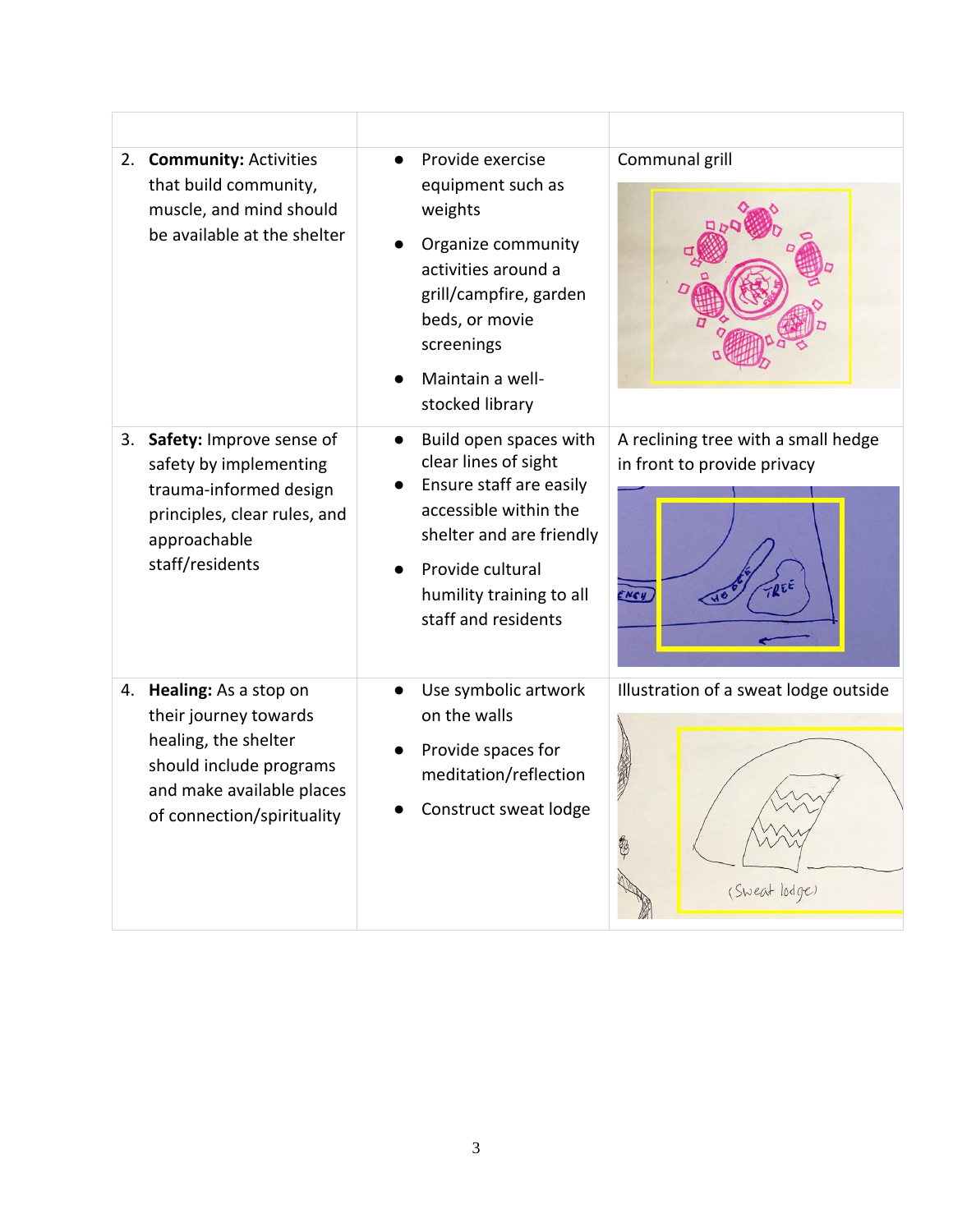| | | |
|---|---|---|
| 2. **Community:** Activities that build community, muscle, and mind should be available at the shelter | • Provide exercise equipment such as weights<br>• Organize community activities around a grill/campfire, garden beds, or movie screenings<br>• Maintain a well-stocked library | Communal grill |
| 3. **Safety:** Improve sense of safety by implementing trauma-informed design principles, clear rules, and approachable staff/residents | • Build open spaces with clear lines of sight<br>• Ensure staff are easily accessible within the shelter and are friendly<br>• Provide cultural humility training to all staff and residents | A reclining tree with a small hedge in front to provide privacy |
| 4. **Healing:** As a stop on their journey towards healing, the shelter should include programs and make available places of connection/spirituality | • Use symbolic artwork on the walls<br>• Provide spaces for meditation/reflection<br>• Construct sweat lodge | Illustration of a sweat lodge outside |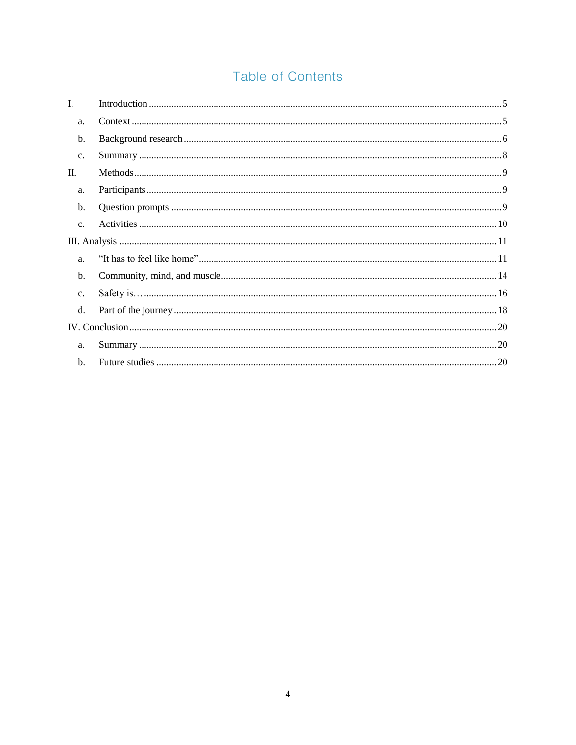# Table of Contents

- I. Introduction ..... 5
  - a. Context ..... 5
  - b. Background research ..... 6
  - c. Summary ..... 8
- II. Methods ..... 9
  - a. Participants ..... 9
  - b. Question prompts ..... 9
  - c. Activities ..... 10
- III. Analysis ..... 11
  - a. "It has to feel like home" ..... 11
  - b. Community, mind, and muscle ..... 14
  - c. Safety is… ..... 16
  - d. Part of the journey ..... 18
- IV. Conclusion ..... 20
  - a. Summary ..... 20
  - b. Future studies ..... 20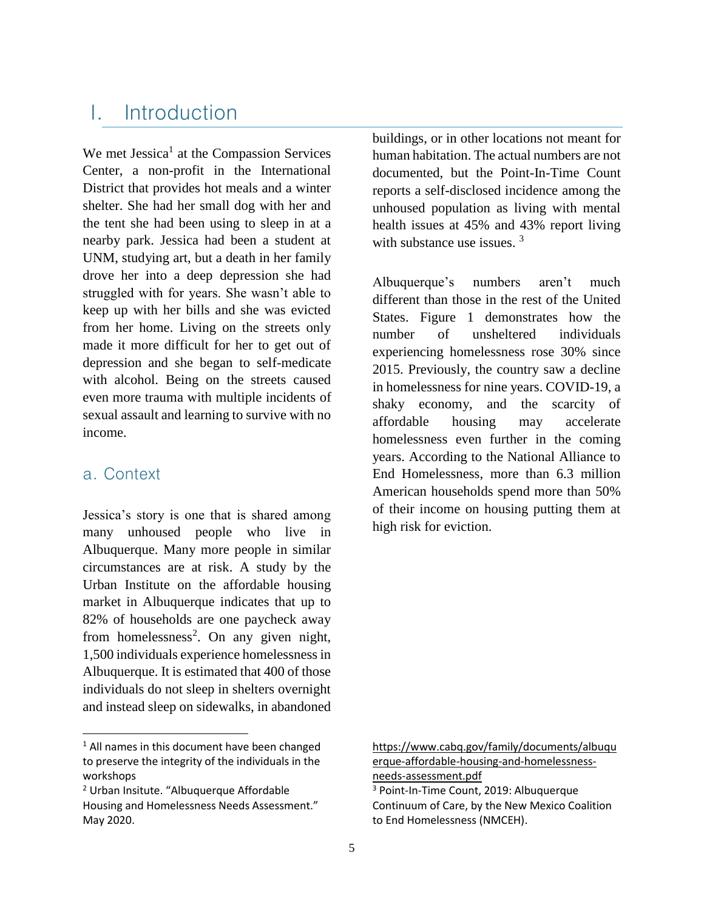# I. Introduction

We met Jessica[1] at the Compassion Services Center, a non-profit in the International District that provides hot meals and a winter shelter. She had her small dog with her and the tent she had been using to sleep in at a nearby park. Jessica had been a student at UNM, studying art, but a death in her family drove her into a deep depression she had struggled with for years. She wasn't able to keep up with her bills and she was evicted from her home. Living on the streets only made it more difficult for her to get out of depression and she began to self-medicate with alcohol. Being on the streets caused even more trauma with multiple incidents of sexual assault and learning to survive with no income.

## a. Context

Jessica's story is one that is shared among many unhoused people who live in Albuquerque. Many more people in similar circumstances are at risk. A study by the Urban Institute on the affordable housing market in Albuquerque indicates that up to 82% of households are one paycheck away from homelessness[2]. On any given night, 1,500 individuals experience homelessness in Albuquerque. It is estimated that 400 of those individuals do not sleep in shelters overnight and instead sleep on sidewalks, in abandoned buildings, or in other locations not meant for human habitation. The actual numbers are not documented, but the Point-In-Time Count reports a self-disclosed incidence among the unhoused population as living with mental health issues at 45% and 43% report living with substance use issues. [3]

Albuquerque's numbers aren't much different than those in the rest of the United States. Figure 1 demonstrates how the number of unsheltered individuals experiencing homelessness rose 30% since 2015. Previously, the country saw a decline in homelessness for nine years. COVID-19, a shaky economy, and the scarcity of affordable housing may accelerate homelessness even further in the coming years. According to the National Alliance to End Homelessness, more than 6.3 million American households spend more than 50% of their income on housing putting them at high risk for eviction.

---

[1] All names in this document have been changed to preserve the integrity of the individuals in the workshops

[2] Urban Insitute. "Albuquerque Affordable Housing and Homelessness Needs Assessment." May 2020. https://www.cabq.gov/family/documents/albuquerque-affordable-housing-and-homelessness-needs-assessment.pdf

[3] Point-In-Time Count, 2019: Albuquerque Continuum of Care, by the New Mexico Coalition to End Homelessness (NMCEH).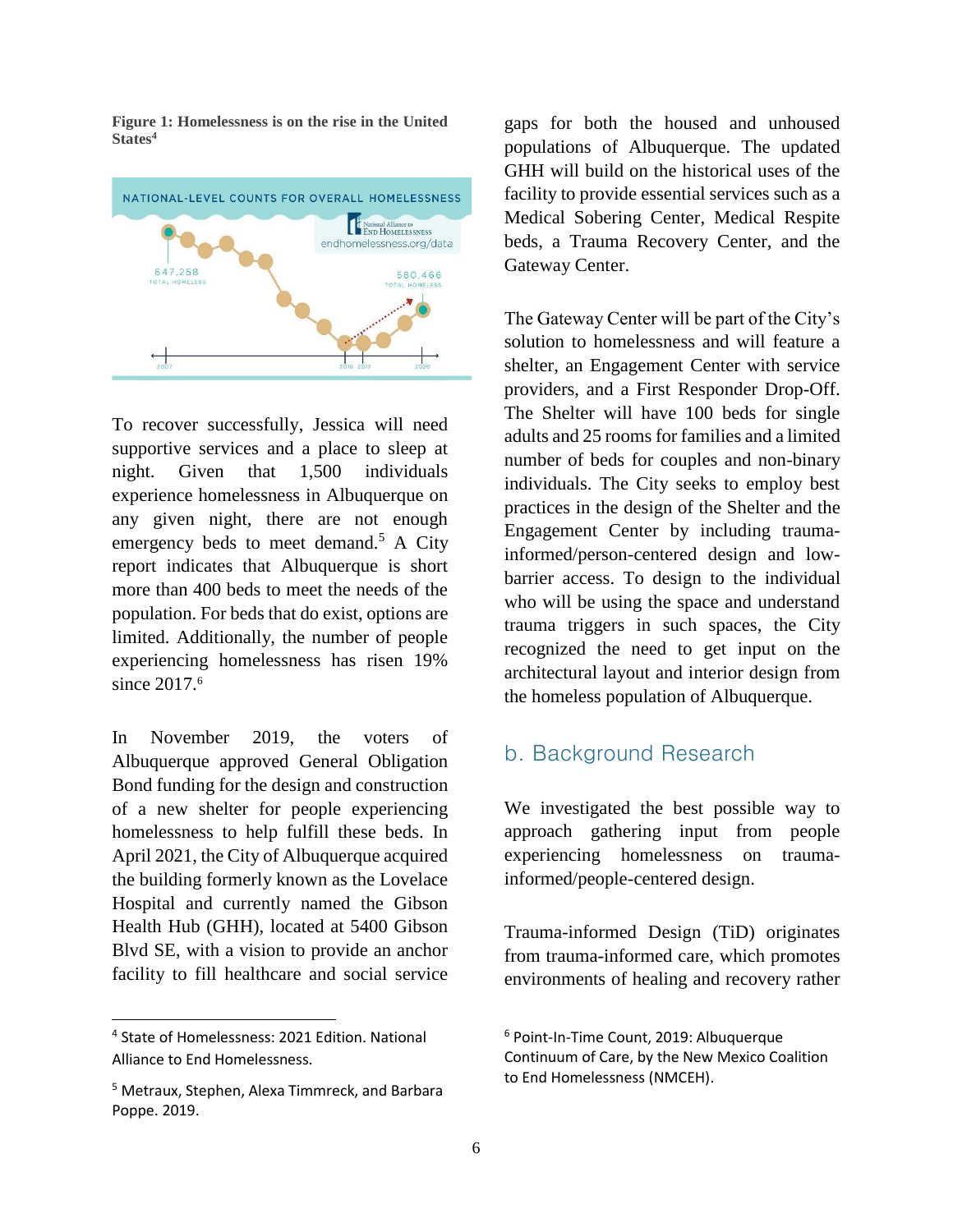**Figure 1: Homelessness is on the rise in the United States**[4]

NATIONAL-LEVEL COUNTS FOR OVERALL HOMELESSNESS

647,258 TOTAL HOMELESS

580,466 TOTAL HOMELESS

2007 2016 2017 2020

National Alliance to End Homelessness endhomelessness.org/data

To recover successfully, Jessica will need supportive services and a place to sleep at night. Given that 1,500 individuals experience homelessness in Albuquerque on any given night, there are not enough emergency beds to meet demand.[5] A City report indicates that Albuquerque is short more than 400 beds to meet the needs of the population. For beds that do exist, options are limited. Additionally, the number of people experiencing homelessness has risen 19% since 2017.[6]

In November 2019, the voters of Albuquerque approved General Obligation Bond funding for the design and construction of a new shelter for people experiencing homelessness to help fulfill these beds. In April 2021, the City of Albuquerque acquired the building formerly known as the Lovelace Hospital and currently named the Gibson Health Hub (GHH), located at 5400 Gibson Blvd SE, with a vision to provide an anchor facility to fill healthcare and social service gaps for both the housed and unhoused populations of Albuquerque. The updated GHH will build on the historical uses of the facility to provide essential services such as a Medical Sobering Center, Medical Respite beds, a Trauma Recovery Center, and the Gateway Center.

The Gateway Center will be part of the City's solution to homelessness and will feature a shelter, an Engagement Center with service providers, and a First Responder Drop-Off. The Shelter will have 100 beds for single adults and 25 rooms for families and a limited number of beds for couples and non-binary individuals. The City seeks to employ best practices in the design of the Shelter and the Engagement Center by including trauma-informed/person-centered design and low-barrier access. To design to the individual who will be using the space and understand trauma triggers in such spaces, the City recognized the need to get input on the architectural layout and interior design from the homeless population of Albuquerque.

## b. Background Research

We investigated the best possible way to approach gathering input from people experiencing homelessness on trauma-informed/people-centered design.

Trauma-informed Design (TiD) originates from trauma-informed care, which promotes environments of healing and recovery rather

---

[4] State of Homelessness: 2021 Edition. National Alliance to End Homelessness.

[5] Metraux, Stephen, Alexa Timmreck, and Barbara Poppe. 2019.

[6] Point-In-Time Count, 2019: Albuquerque Continuum of Care, by the New Mexico Coalition to End Homelessness (NMCEH).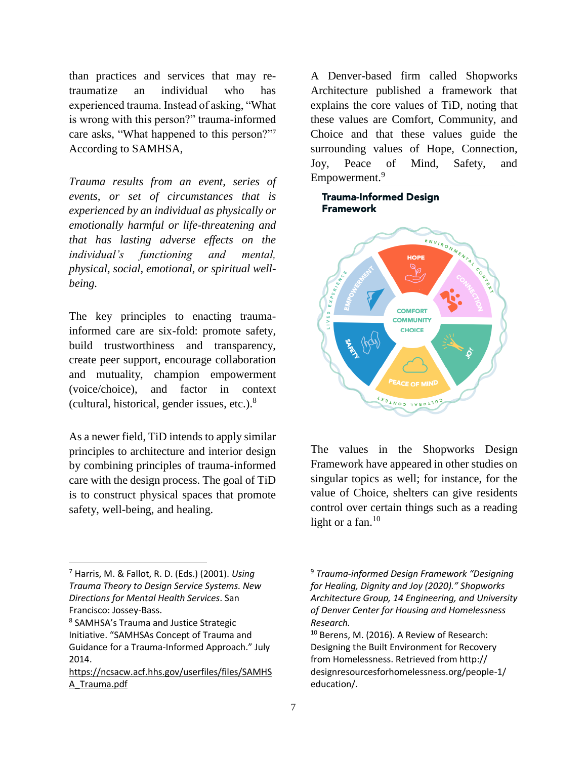than practices and services that may re-traumatize an individual who has experienced trauma. Instead of asking, "What is wrong with this person?" trauma-informed care asks, "What happened to this person?"[7] According to SAMHSA,

*Trauma results from an event, series of events, or set of circumstances that is experienced by an individual as physically or emotionally harmful or life-threatening and that has lasting adverse effects on the individual's functioning and mental, physical, social, emotional, or spiritual well-being.*

The key principles to enacting trauma-informed care are six-fold: promote safety, build trustworthiness and transparency, create peer support, encourage collaboration and mutuality, champion empowerment (voice/choice), and factor in context (cultural, historical, gender issues, etc.).[8]

As a newer field, TiD intends to apply similar principles to architecture and interior design by combining principles of trauma-informed care with the design process. The goal of TiD is to construct physical spaces that promote safety, well-being, and healing.

A Denver-based firm called Shopworks Architecture published a framework that explains the core values of TiD, noting that these values are Comfort, Community, and Choice and that these values guide the surrounding values of Hope, Connection, Joy, Peace of Mind, Safety, and Empowerment.[9]

**Trauma-Informed Design Framework**

The values in the Shopworks Design Framework have appeared in other studies on singular topics as well; for instance, for the value of Choice, shelters can give residents control over certain things such as a reading light or a fan.[10]

---

[7] Harris, M. & Fallot, R. D. (Eds.) (2001). *Using Trauma Theory to Design Service Systems. New Directions for Mental Health Services*. San Francisco: Jossey-Bass.

[8] SAMHSA's Trauma and Justice Strategic Initiative. "SAMHSAs Concept of Trauma and Guidance for a Trauma-Informed Approach." July 2014. https://ncsacw.acf.hhs.gov/userfiles/files/SAMHSA_Trauma.pdf

[9] *Trauma-informed Design Framework "Designing for Healing, Dignity and Joy (2020)." Shopworks Architecture Group, 14 Engineering, and University of Denver Center for Housing and Homelessness Research.*

[10] Berens, M. (2016). A Review of Research: Designing the Built Environment for Recovery from Homelessness. Retrieved from http://designresourcesforhomelessness.org/people-1/education/.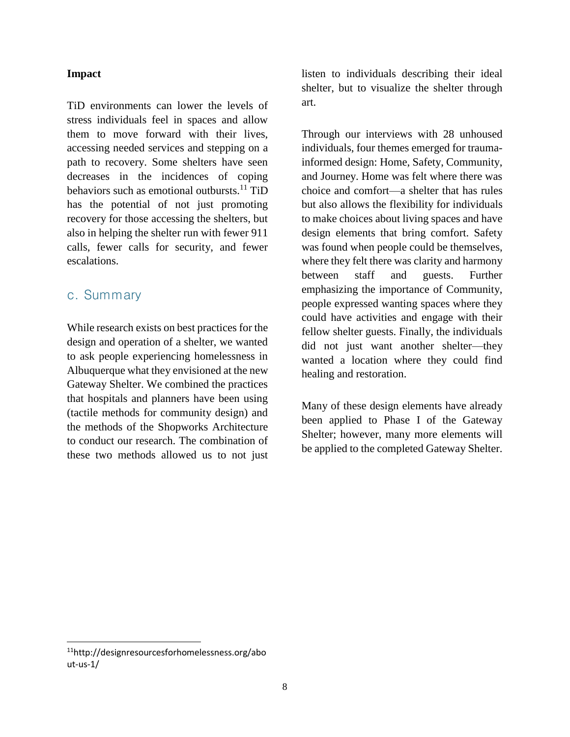**Impact**

TiD environments can lower the levels of stress individuals feel in spaces and allow them to move forward with their lives, accessing needed services and stepping on a path to recovery. Some shelters have seen decreases in the incidences of coping behaviors such as emotional outbursts.[11] TiD has the potential of not just promoting recovery for those accessing the shelters, but also in helping the shelter run with fewer 911 calls, fewer calls for security, and fewer escalations.

## c. Summary

While research exists on best practices for the design and operation of a shelter, we wanted to ask people experiencing homelessness in Albuquerque what they envisioned at the new Gateway Shelter. We combined the practices that hospitals and planners have been using (tactile methods for community design) and the methods of the Shopworks Architecture to conduct our research. The combination of these two methods allowed us to not just listen to individuals describing their ideal shelter, but to visualize the shelter through art.

Through our interviews with 28 unhoused individuals, four themes emerged for trauma-informed design: Home, Safety, Community, and Journey. Home was felt where there was choice and comfort—a shelter that has rules but also allows the flexibility for individuals to make choices about living spaces and have design elements that bring comfort. Safety was found when people could be themselves, where they felt there was clarity and harmony between staff and guests. Further emphasizing the importance of Community, people expressed wanting spaces where they could have activities and engage with their fellow shelter guests. Finally, the individuals did not just want another shelter—they wanted a location where they could find healing and restoration.

Many of these design elements have already been applied to Phase I of the Gateway Shelter; however, many more elements will be applied to the completed Gateway Shelter.

---

[11] http://designresourcesforhomelessness.org/about-us-1/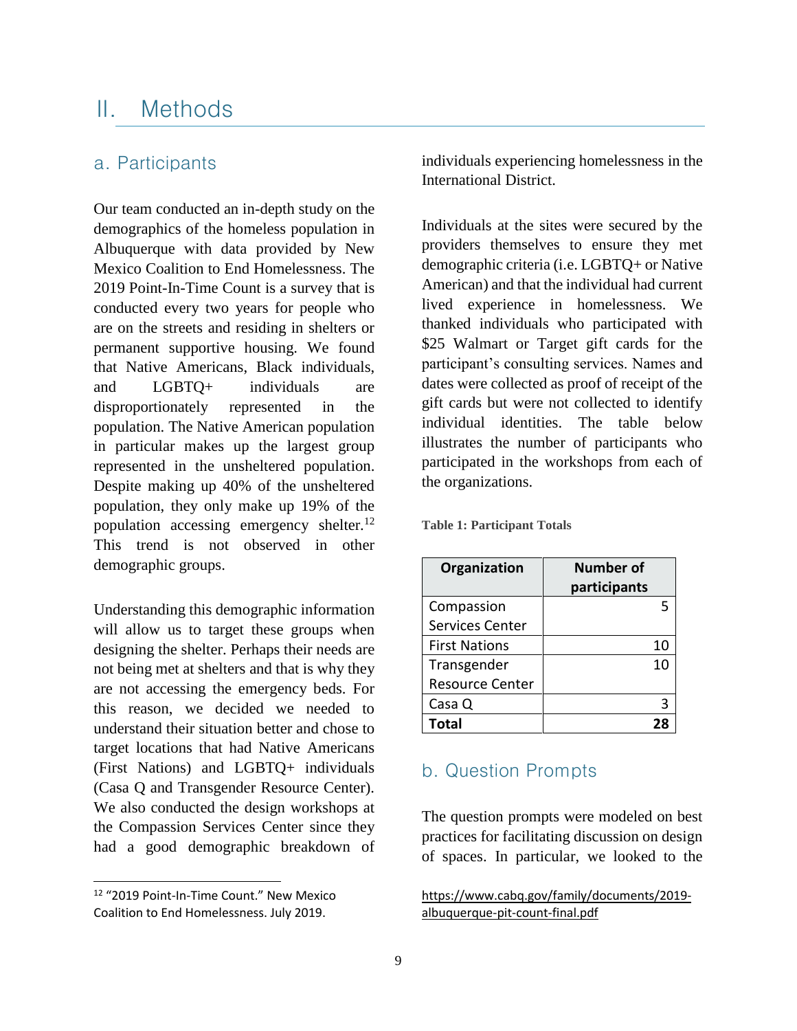## II. Methods

### a. Participants

Our team conducted an in-depth study on the demographics of the homeless population in Albuquerque with data provided by New Mexico Coalition to End Homelessness. The 2019 Point-In-Time Count is a survey that is conducted every two years for people who are on the streets and residing in shelters or permanent supportive housing. We found that Native Americans, Black individuals, and LGBTQ+ individuals are disproportionately represented in the population. The Native American population in particular makes up the largest group represented in the unsheltered population. Despite making up 40% of the unsheltered population, they only make up 19% of the population accessing emergency shelter.[12] This trend is not observed in other demographic groups.

Understanding this demographic information will allow us to target these groups when designing the shelter. Perhaps their needs are not being met at shelters and that is why they are not accessing the emergency beds. For this reason, we decided we needed to understand their situation better and chose to target locations that had Native Americans (First Nations) and LGBTQ+ individuals (Casa Q and Transgender Resource Center). We also conducted the design workshops at the Compassion Services Center since they had a good demographic breakdown of individuals experiencing homelessness in the International District.

Individuals at the sites were secured by the providers themselves to ensure they met demographic criteria (i.e. LGBTQ+ or Native American) and that the individual had current lived experience in homelessness. We thanked individuals who participated with $25 Walmart or Target gift cards for the participant's consulting services. Names and dates were collected as proof of receipt of the gift cards but were not collected to identify individual identities. The table below illustrates the number of participants who participated in the workshops from each of the organizations.

**Table 1: Participant Totals**

| Organization | Number of participants |
|---|---|
| Compassion Services Center | 5 |
| First Nations | 10 |
| Transgender Resource Center | 10 |
| Casa Q | 3 |
| **Total** | **28** |

### b. Question Prompts

The question prompts were modeled on best practices for facilitating discussion on design of spaces. In particular, we looked to the

[12] "2019 Point-In-Time Count." New Mexico Coalition to End Homelessness. July 2019. https://www.cabq.gov/family/documents/2019-albuquerque-pit-count-final.pdf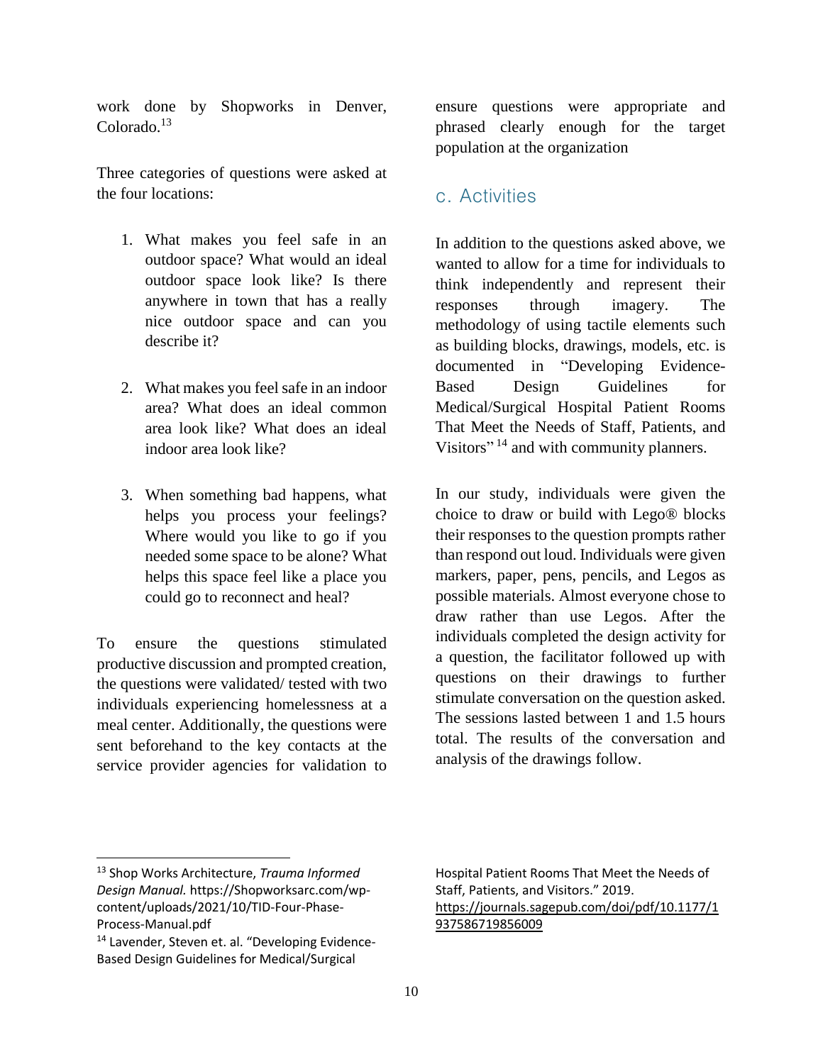work done by Shopworks in Denver, Colorado.[13]

Three categories of questions were asked at the four locations:

1. What makes you feel safe in an outdoor space? What would an ideal outdoor space look like? Is there anywhere in town that has a really nice outdoor space and can you describe it?

2. What makes you feel safe in an indoor area? What does an ideal common area look like? What does an ideal indoor area look like?

3. When something bad happens, what helps you process your feelings? Where would you like to go if you needed some space to be alone? What helps this space feel like a place you could go to reconnect and heal?

To ensure the questions stimulated productive discussion and prompted creation, the questions were validated/ tested with two individuals experiencing homelessness at a meal center. Additionally, the questions were sent beforehand to the key contacts at the service provider agencies for validation to ensure questions were appropriate and phrased clearly enough for the target population at the organization

## c. Activities

In addition to the questions asked above, we wanted to allow for a time for individuals to think independently and represent their responses through imagery. The methodology of using tactile elements such as building blocks, drawings, models, etc. is documented in "Developing Evidence-Based Design Guidelines for Medical/Surgical Hospital Patient Rooms That Meet the Needs of Staff, Patients, and Visitors" [14] and with community planners.

In our study, individuals were given the choice to draw or build with Lego® blocks their responses to the question prompts rather than respond out loud. Individuals were given markers, paper, pens, pencils, and Legos as possible materials. Almost everyone chose to draw rather than use Legos. After the individuals completed the design activity for a question, the facilitator followed up with questions on their drawings to further stimulate conversation on the question asked. The sessions lasted between 1 and 1.5 hours total. The results of the conversation and analysis of the drawings follow.

---

[13] Shop Works Architecture, *Trauma Informed Design Manual.* https://Shopworksarc.com/wp-content/uploads/2021/10/TID-Four-Phase-Process-Manual.pdf

[14] Lavender, Steven et. al. "Developing Evidence-Based Design Guidelines for Medical/Surgical Hospital Patient Rooms That Meet the Needs of Staff, Patients, and Visitors." 2019. https://journals.sagepub.com/doi/pdf/10.1177/1937586719856009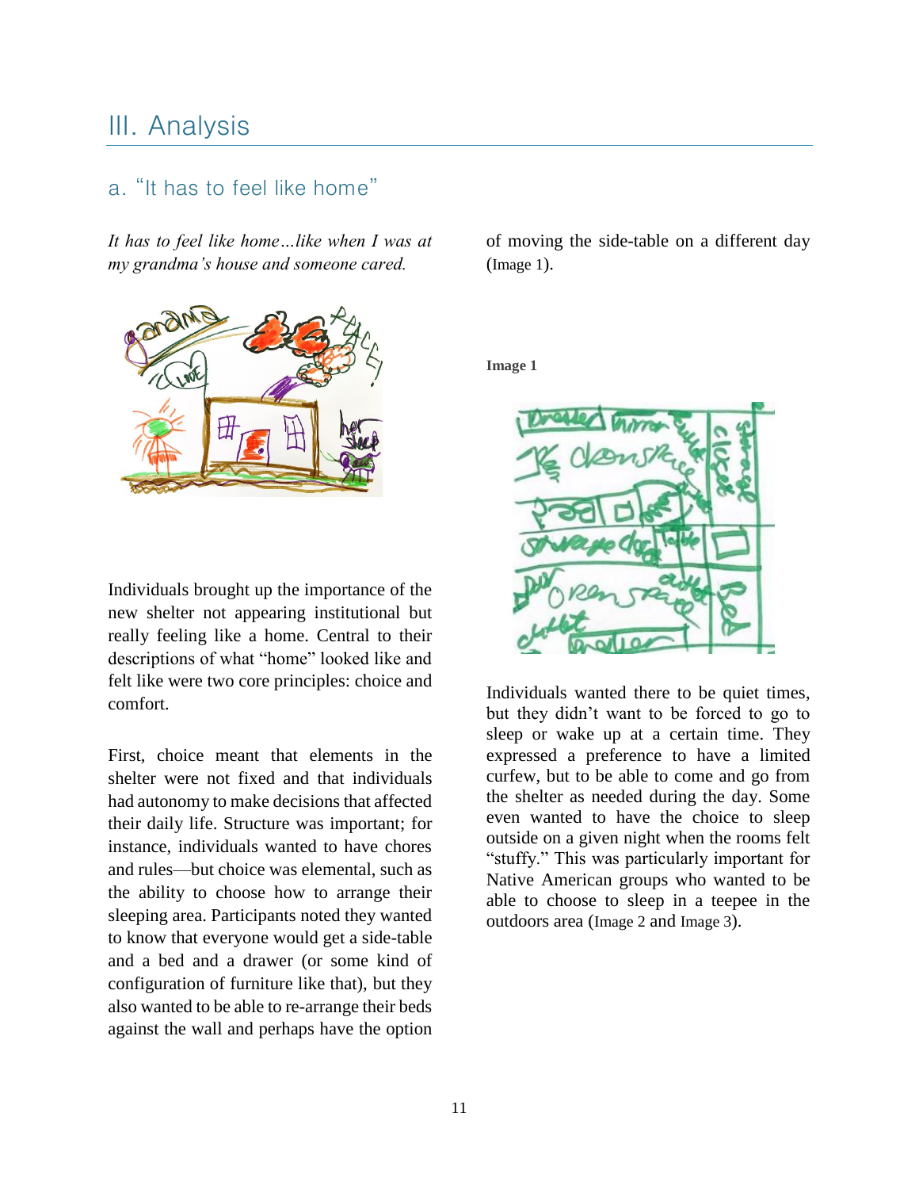# III. Analysis

## a. "It has to feel like home"

*It has to feel like home…like when I was at my grandma's house and someone cared.*

Individuals brought up the importance of the new shelter not appearing institutional but really feeling like a home. Central to their descriptions of what "home" looked like and felt like were two core principles: choice and comfort.

First, choice meant that elements in the shelter were not fixed and that individuals had autonomy to make decisions that affected their daily life. Structure was important; for instance, individuals wanted to have chores and rules—but choice was elemental, such as the ability to choose how to arrange their sleeping area. Participants noted they wanted to know that everyone would get a side-table and a bed and a drawer (or some kind of configuration of furniture like that), but they also wanted to be able to re-arrange their beds against the wall and perhaps have the option of moving the side-table on a different day (Image 1).

**Image 1**

Individuals wanted there to be quiet times, but they didn't want to be forced to go to sleep or wake up at a certain time. They expressed a preference to have a limited curfew, but to be able to come and go from the shelter as needed during the day. Some even wanted to have the choice to sleep outside on a given night when the rooms felt "stuffy." This was particularly important for Native American groups who wanted to be able to choose to sleep in a teepee in the outdoors area (Image 2 and Image 3).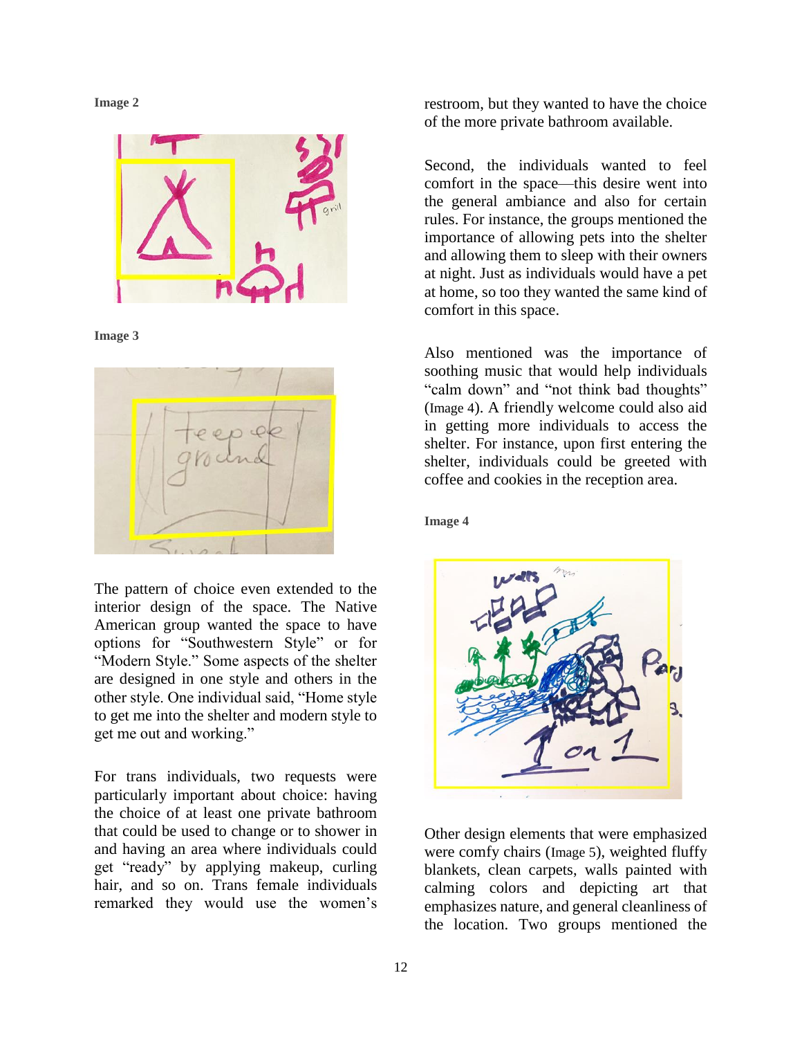**Image 2**

**Image 3**

The pattern of choice even extended to the interior design of the space. The Native American group wanted the space to have options for "Southwestern Style" or for "Modern Style." Some aspects of the shelter are designed in one style and others in the other style. One individual said, "Home style to get me into the shelter and modern style to get me out and working."

For trans individuals, two requests were particularly important about choice: having the choice of at least one private bathroom that could be used to change or to shower in and having an area where individuals could get "ready" by applying makeup, curling hair, and so on. Trans female individuals remarked they would use the women's restroom, but they wanted to have the choice of the more private bathroom available.

Second, the individuals wanted to feel comfort in the space—this desire went into the general ambiance and also for certain rules. For instance, the groups mentioned the importance of allowing pets into the shelter and allowing them to sleep with their owners at night. Just as individuals would have a pet at home, so too they wanted the same kind of comfort in this space.

Also mentioned was the importance of soothing music that would help individuals "calm down" and "not think bad thoughts" (Image 4). A friendly welcome could also aid in getting more individuals to access the shelter. For instance, upon first entering the shelter, individuals could be greeted with coffee and cookies in the reception area.

**Image 4**

Other design elements that were emphasized were comfy chairs (Image 5), weighted fluffy blankets, clean carpets, walls painted with calming colors and depicting art that emphasizes nature, and general cleanliness of the location. Two groups mentioned the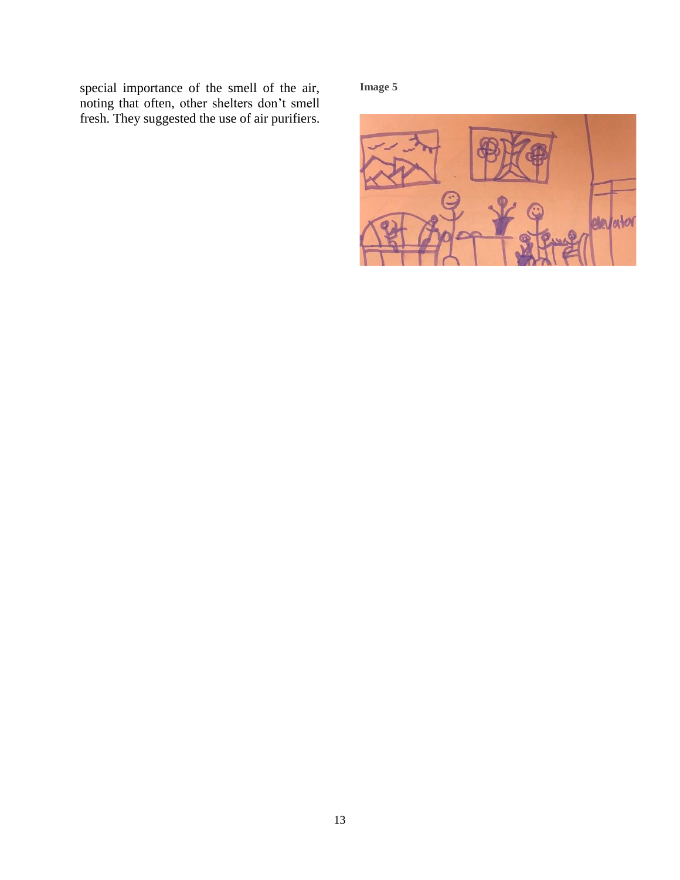special importance of the smell of the air, noting that often, other shelters don't smell fresh. They suggested the use of air purifiers.

**Image 5**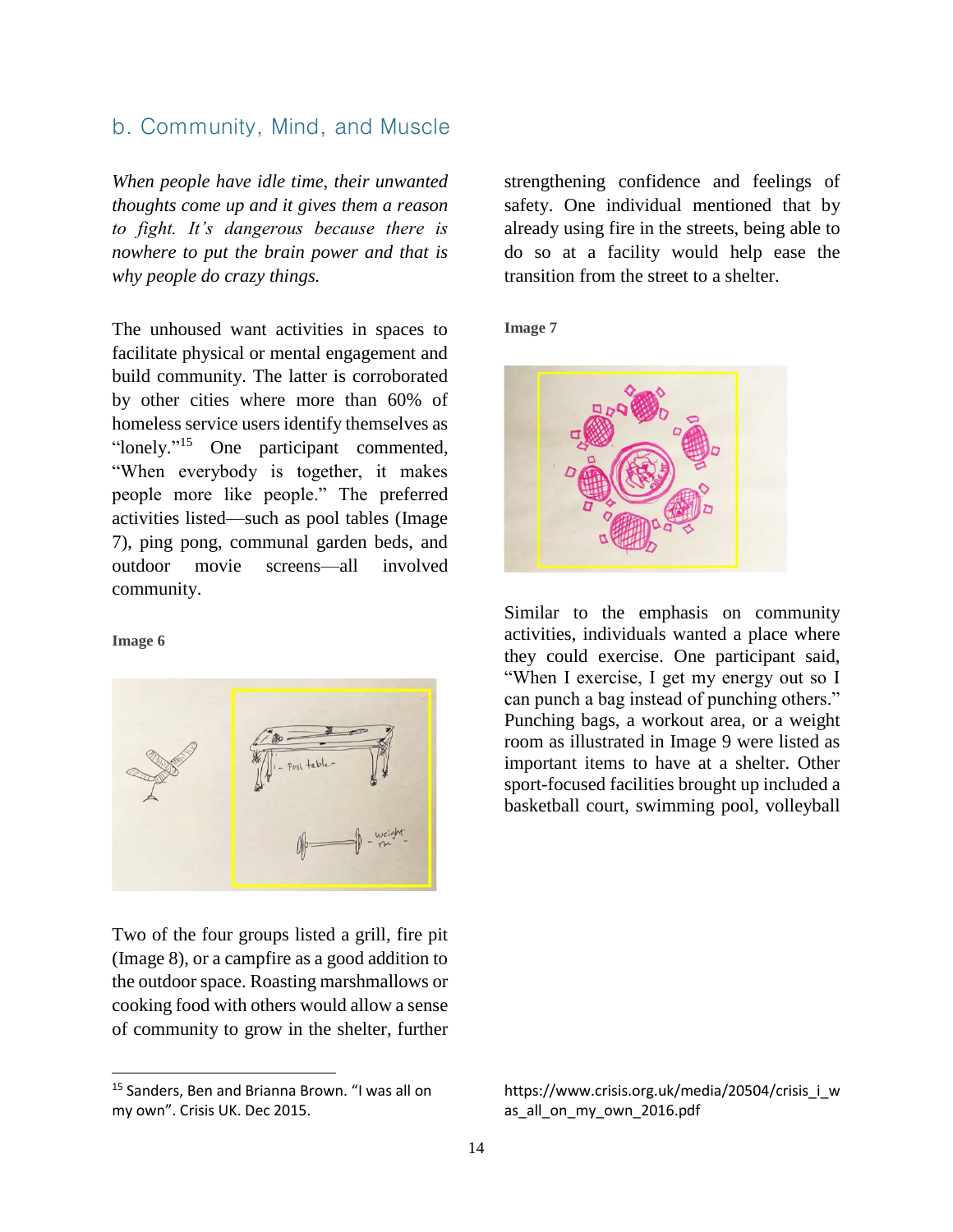## b. Community, Mind, and Muscle

*When people have idle time, their unwanted thoughts come up and it gives them a reason to fight. It's dangerous because there is nowhere to put the brain power and that is why people do crazy things.*

The unhoused want activities in spaces to facilitate physical or mental engagement and build community. The latter is corroborated by other cities where more than 60% of homeless service users identify themselves as "lonely."[15] One participant commented, "When everybody is together, it makes people more like people." The preferred activities listed—such as pool tables (Image 7), ping pong, communal garden beds, and outdoor movie screens—all involved community.

**Image 6**

Two of the four groups listed a grill, fire pit (Image 8), or a campfire as a good addition to the outdoor space. Roasting marshmallows or cooking food with others would allow a sense of community to grow in the shelter, further strengthening confidence and feelings of safety. One individual mentioned that by already using fire in the streets, being able to do so at a facility would help ease the transition from the street to a shelter.

**Image 7**

Similar to the emphasis on community activities, individuals wanted a place where they could exercise. One participant said, "When I exercise, I get my energy out so I can punch a bag instead of punching others." Punching bags, a workout area, or a weight room as illustrated in Image 9 were listed as important items to have at a shelter. Other sport-focused facilities brought up included a basketball court, swimming pool, volleyball

[15] Sanders, Ben and Brianna Brown. "I was all on my own". Crisis UK. Dec 2015. https://www.crisis.org.uk/media/20504/crisis_i_was_all_on_my_own_2016.pdf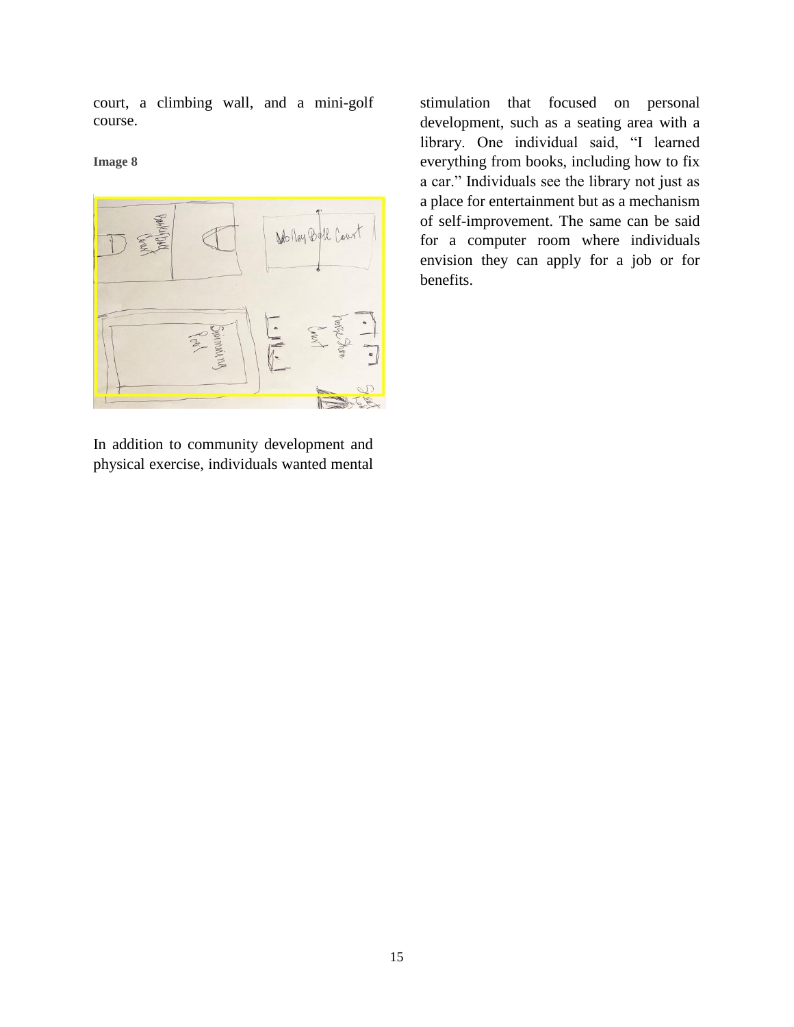court, a climbing wall, and a mini-golf course.

**Image 8**

In addition to community development and physical exercise, individuals wanted mental stimulation that focused on personal development, such as a seating area with a library. One individual said, "I learned everything from books, including how to fix a car." Individuals see the library not just as a place for entertainment but as a mechanism of self-improvement. The same can be said for a computer room where individuals envision they can apply for a job or for benefits.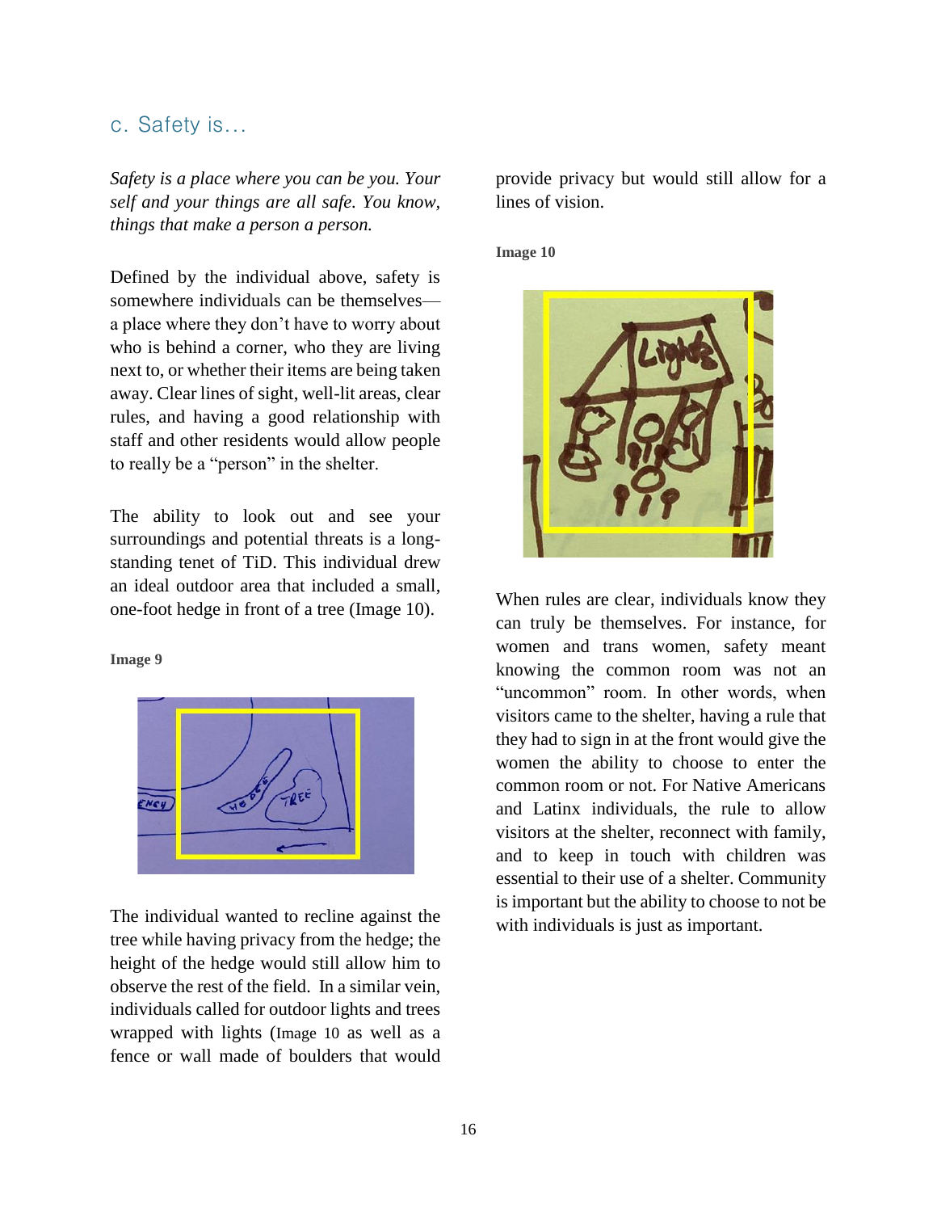## c. Safety is…

*Safety is a place where you can be you. Your self and your things are all safe. You know, things that make a person a person.*

Defined by the individual above, safety is somewhere individuals can be themselves—a place where they don't have to worry about who is behind a corner, who they are living next to, or whether their items are being taken away. Clear lines of sight, well-lit areas, clear rules, and having a good relationship with staff and other residents would allow people to really be a "person" in the shelter.

The ability to look out and see your surroundings and potential threats is a long-standing tenet of TiD. This individual drew an ideal outdoor area that included a small, one-foot hedge in front of a tree (Image 10).

**Image 9**

The individual wanted to recline against the tree while having privacy from the hedge; the height of the hedge would still allow him to observe the rest of the field. In a similar vein, individuals called for outdoor lights and trees wrapped with lights (Image 10 as well as a fence or wall made of boulders that would provide privacy but would still allow for a lines of vision.

**Image 10**

When rules are clear, individuals know they can truly be themselves. For instance, for women and trans women, safety meant knowing the common room was not an "uncommon" room. In other words, when visitors came to the shelter, having a rule that they had to sign in at the front would give the women the ability to choose to enter the common room or not. For Native Americans and Latinx individuals, the rule to allow visitors at the shelter, reconnect with family, and to keep in touch with children was essential to their use of a shelter. Community is important but the ability to choose to not be with individuals is just as important.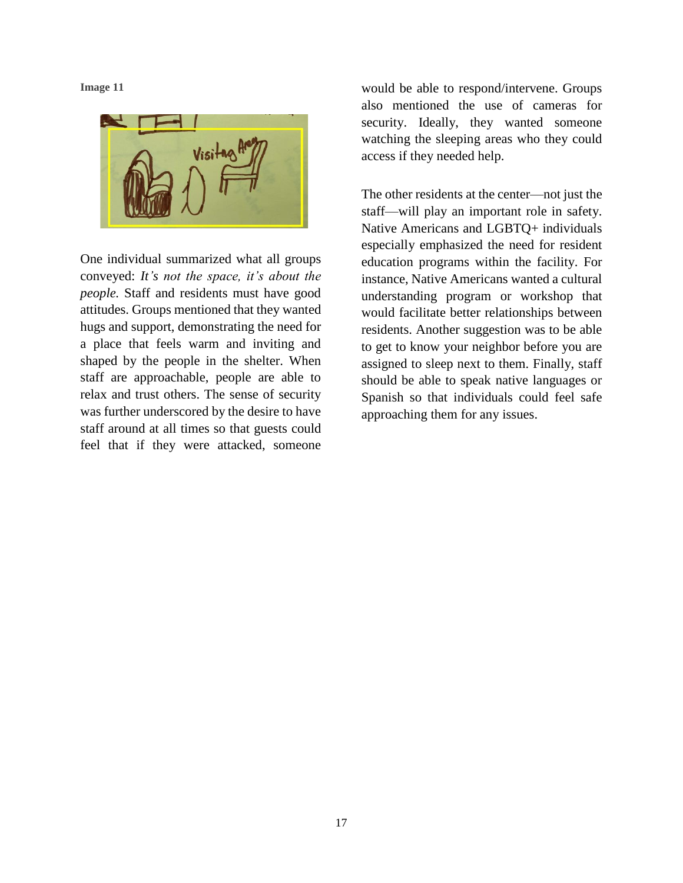**Image 11**

One individual summarized what all groups conveyed: *It's not the space, it's about the people.* Staff and residents must have good attitudes. Groups mentioned that they wanted hugs and support, demonstrating the need for a place that feels warm and inviting and shaped by the people in the shelter. When staff are approachable, people are able to relax and trust others. The sense of security was further underscored by the desire to have staff around at all times so that guests could feel that if they were attacked, someone would be able to respond/intervene. Groups also mentioned the use of cameras for security. Ideally, they wanted someone watching the sleeping areas who they could access if they needed help.

The other residents at the center—not just the staff—will play an important role in safety. Native Americans and LGBTQ+ individuals especially emphasized the need for resident education programs within the facility. For instance, Native Americans wanted a cultural understanding program or workshop that would facilitate better relationships between residents. Another suggestion was to be able to get to know your neighbor before you are assigned to sleep next to them. Finally, staff should be able to speak native languages or Spanish so that individuals could feel safe approaching them for any issues.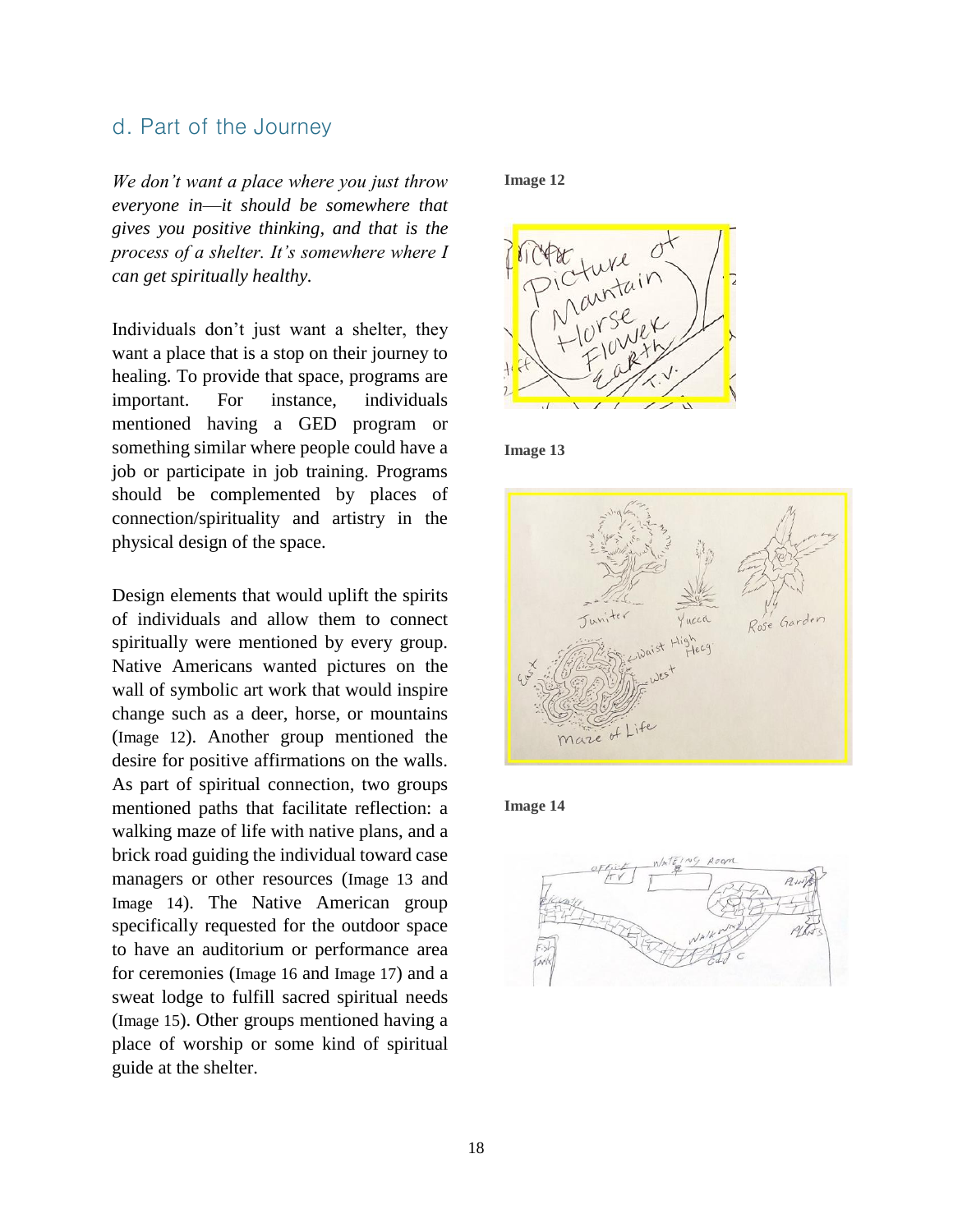## d. Part of the Journey

*We don't want a place where you just throw everyone in—it should be somewhere that gives you positive thinking, and that is the process of a shelter. It's somewhere where I can get spiritually healthy.*

Individuals don't just want a shelter, they want a place that is a stop on their journey to healing. To provide that space, programs are important. For instance, individuals mentioned having a GED program or something similar where people could have a job or participate in job training. Programs should be complemented by places of connection/spirituality and artistry in the physical design of the space.

Design elements that would uplift the spirits of individuals and allow them to connect spiritually were mentioned by every group. Native Americans wanted pictures on the wall of symbolic art work that would inspire change such as a deer, horse, or mountains (Image 12). Another group mentioned the desire for positive affirmations on the walls. As part of spiritual connection, two groups mentioned paths that facilitate reflection: a walking maze of life with native plans, and a brick road guiding the individual toward case managers or other resources (Image 13 and Image 14). The Native American group specifically requested for the outdoor space to have an auditorium or performance area for ceremonies (Image 16 and Image 17) and a sweat lodge to fulfill sacred spiritual needs (Image 15). Other groups mentioned having a place of worship or some kind of spiritual guide at the shelter.

**Image 12**

**Image 13**

**Image 14**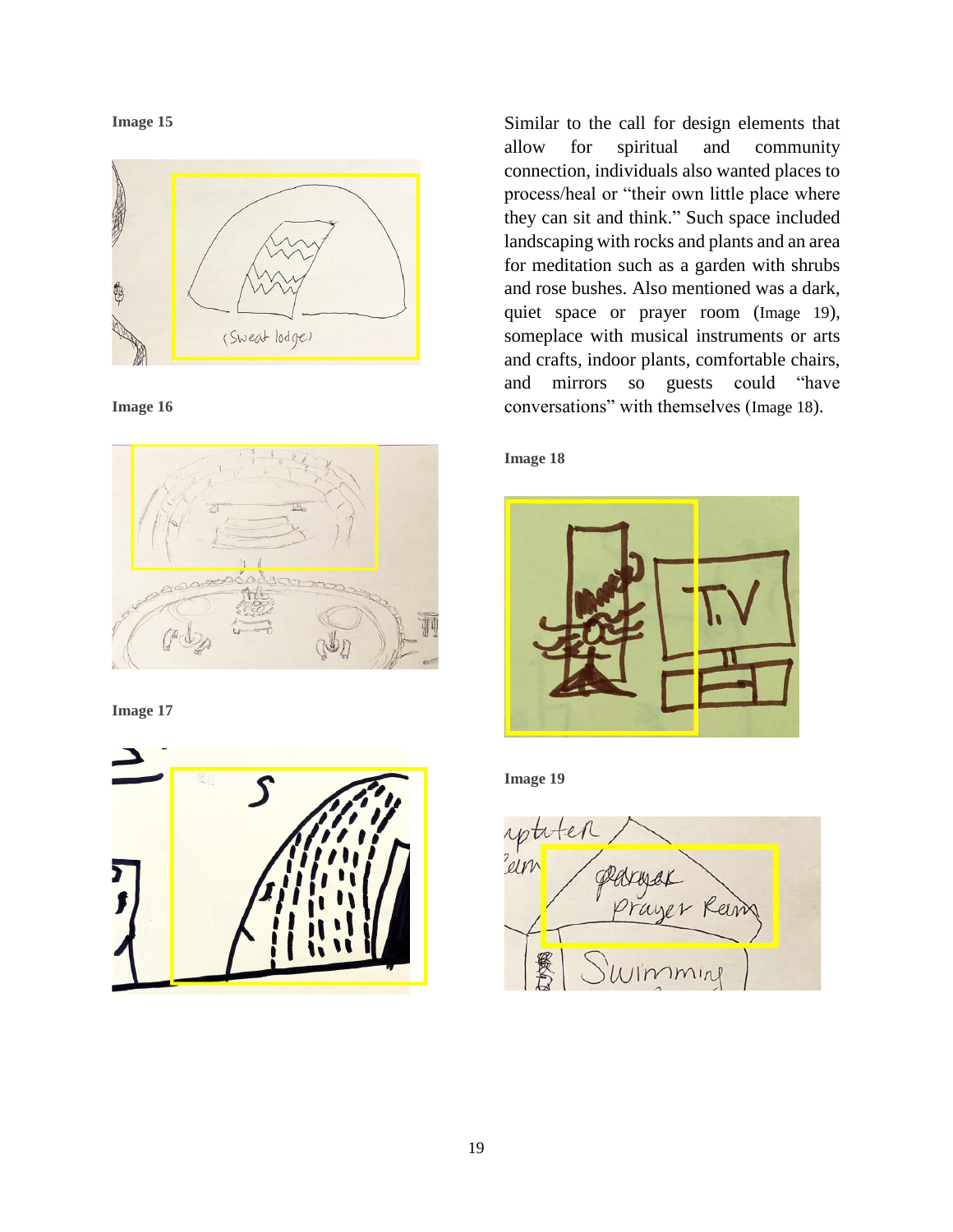**Image 15**

**Image 16**

**Image 17**

Similar to the call for design elements that allow for spiritual and community connection, individuals also wanted places to process/heal or "their own little place where they can sit and think." Such space included landscaping with rocks and plants and an area for meditation such as a garden with shrubs and rose bushes. Also mentioned was a dark, quiet space or prayer room (Image 19), someplace with musical instruments or arts and crafts, indoor plants, comfortable chairs, and mirrors so guests could "have conversations" with themselves (Image 18).

**Image 18**

**Image 19**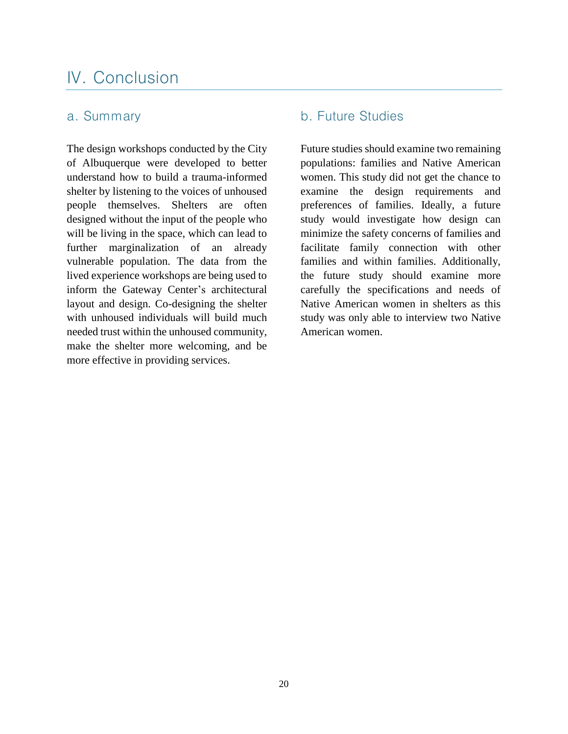# IV. Conclusion

## a. Summary

The design workshops conducted by the City of Albuquerque were developed to better understand how to build a trauma-informed shelter by listening to the voices of unhoused people themselves. Shelters are often designed without the input of the people who will be living in the space, which can lead to further marginalization of an already vulnerable population. The data from the lived experience workshops are being used to inform the Gateway Center's architectural layout and design. Co-designing the shelter with unhoused individuals will build much needed trust within the unhoused community, make the shelter more welcoming, and be more effective in providing services.

## b. Future Studies

Future studies should examine two remaining populations: families and Native American women. This study did not get the chance to examine the design requirements and preferences of families. Ideally, a future study would investigate how design can minimize the safety concerns of families and facilitate family connection with other families and within families. Additionally, the future study should examine more carefully the specifications and needs of Native American women in shelters as this study was only able to interview two Native American women.